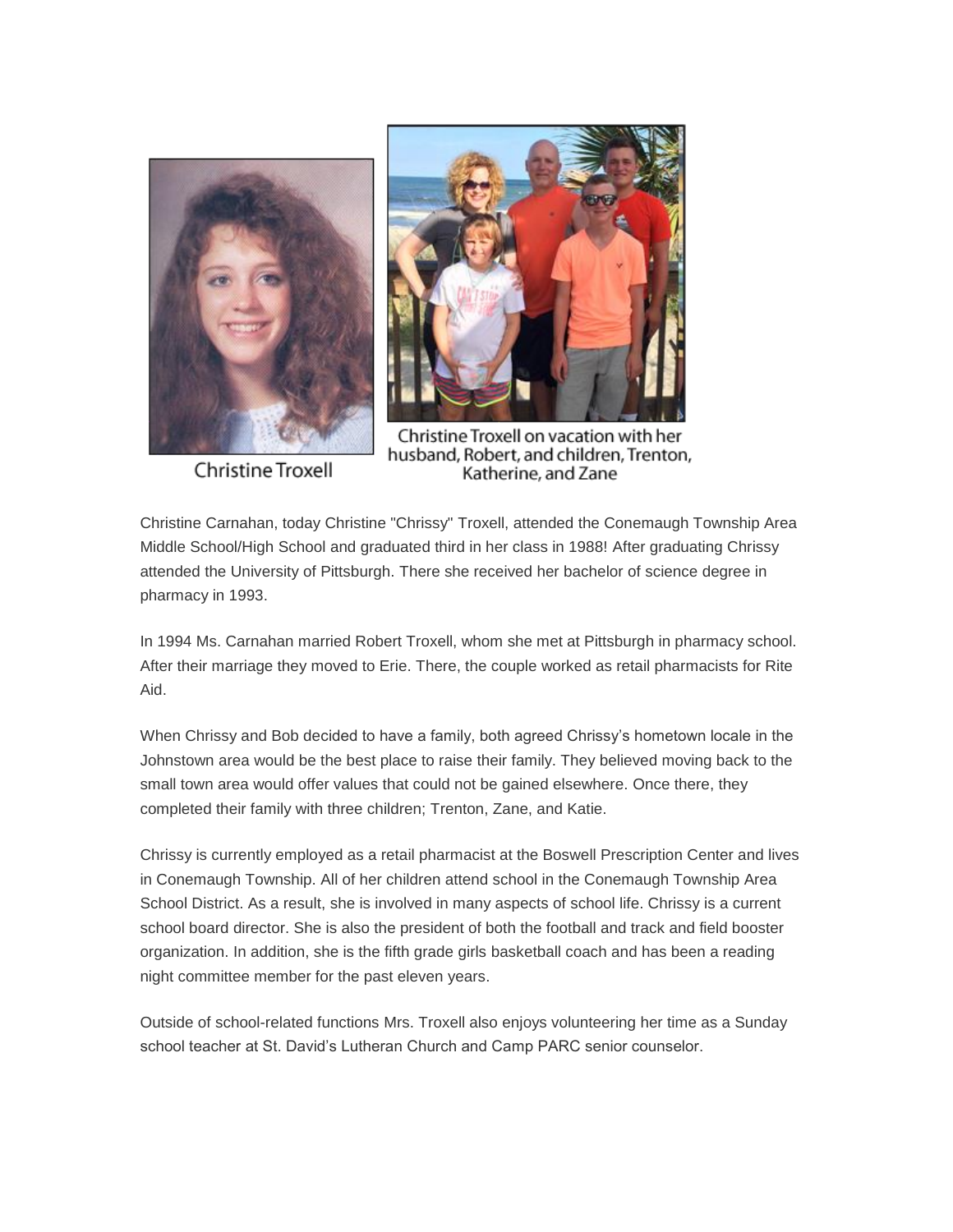Christine Troxell

Christine Troxell on vacation with her husband, Robert, and children, Trenton, Katherine, and Zane

Christine Carnahan, today Christine "Chrissy" Troxell, attended the Conemaugh Township Area Middle School/High School and graduated third in her class in 1988! After graduating Chrissy attended the University of Pittsburgh. There she received her bachelor of science degree in pharmacy in 1993.

In 1994 Ms. Carnahan married Robert Troxell, whom she met at Pittsburgh in pharmacy school. After their marriage they moved to Erie. There, the couple worked as retail pharmacists for Rite Aid.

When Chrissy and Bob decided to have a family, both agreed Chrissy's hometown locale in the Johnstown area would be the best place to raise their family. They believed moving back to the small town area would offer values that could not be gained elsewhere. Once there, they completed their family with three children; Trenton, Zane, and Katie.

Chrissy is currently employed as a retail pharmacist at the Boswell Prescription Center and lives in Conemaugh Township. All of her children attend school in the Conemaugh Township Area School District. As a result, she is involved in many aspects of school life. Chrissy is a current school board director. She is also the president of both the football and track and field booster organization. In addition, she is the fifth grade girls basketball coach and has been a reading night committee member for the past eleven years.

Outside of school-related functions Mrs. Troxell also enjoys volunteering her time as a Sunday school teacher at St. David's Lutheran Church and Camp PARC senior counselor.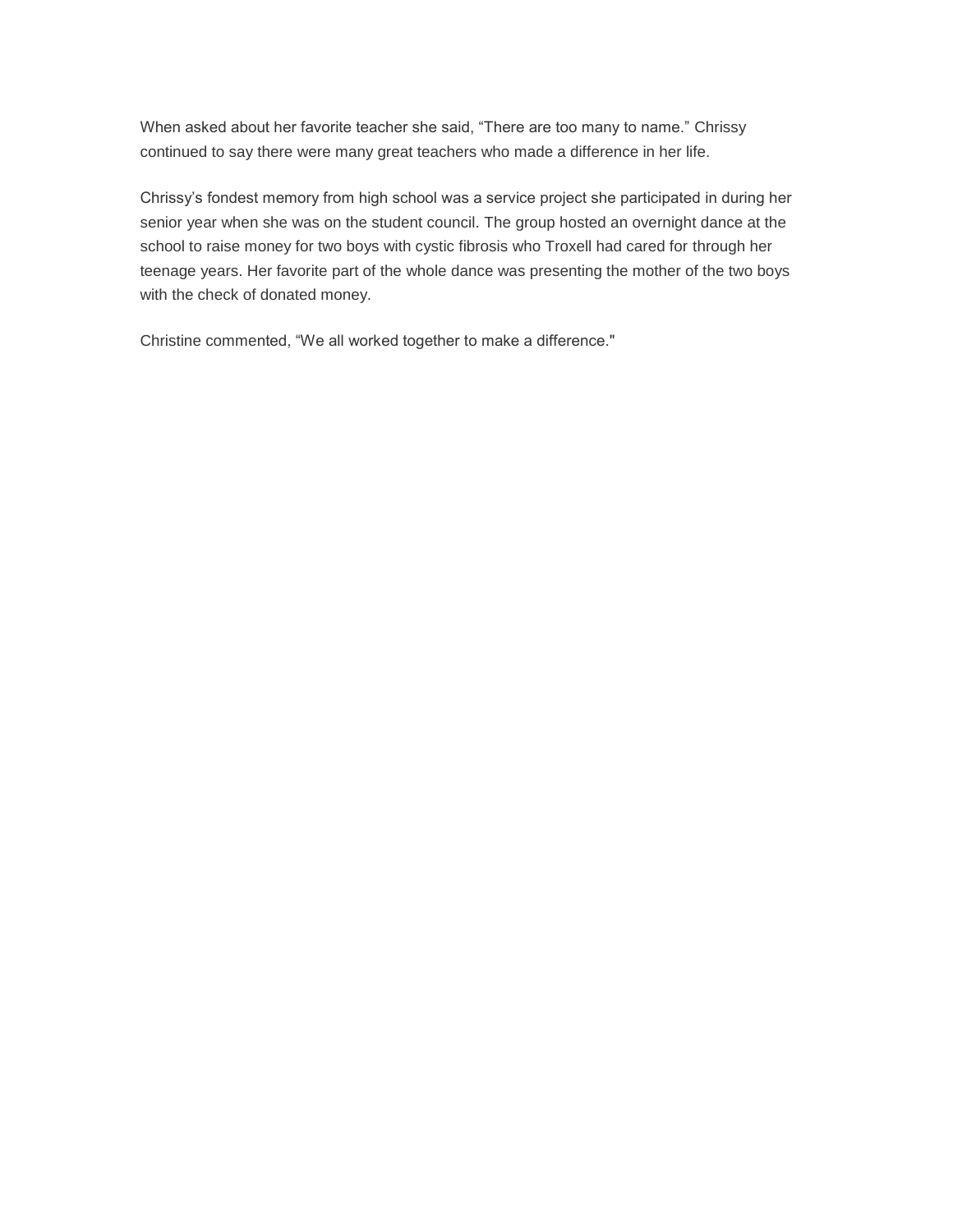When asked about her favorite teacher she said, “There are too many to name.” Chrissy continued to say there were many great teachers who made a difference in her life.

Chrissy’s fondest memory from high school was a service project she participated in during her senior year when she was on the student council. The group hosted an overnight dance at the school to raise money for two boys with cystic fibrosis who Troxell had cared for through her teenage years. Her favorite part of the whole dance was presenting the mother of the two boys with the check of donated money.

Christine commented, “We all worked together to make a difference."